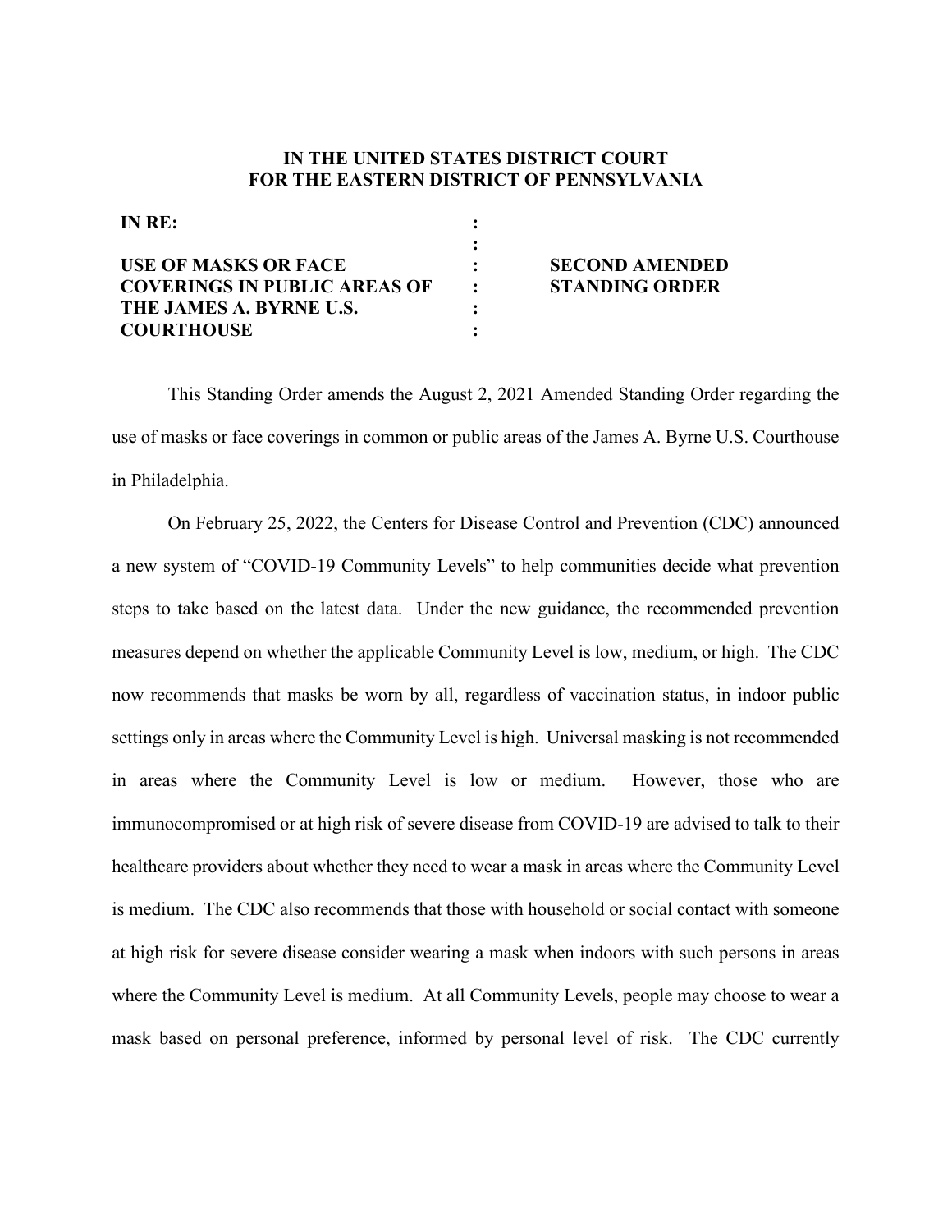**IN THE UNITED STATES DISTRICT COURT**
**FOR THE EASTERN DISTRICT OF PENNSYLVANIA**

| | | |
|---|---|---|
| **IN RE:** | : | |
| | : | |
| **USE OF MASKS OR FACE COVERINGS IN PUBLIC AREAS OF THE JAMES A. BYRNE U.S. COURTHOUSE** | : | **SECOND AMENDED STANDING ORDER** |

This Standing Order amends the August 2, 2021 Amended Standing Order regarding the use of masks or face coverings in common or public areas of the James A. Byrne U.S. Courthouse in Philadelphia.

On February 25, 2022, the Centers for Disease Control and Prevention (CDC) announced a new system of "COVID-19 Community Levels" to help communities decide what prevention steps to take based on the latest data. Under the new guidance, the recommended prevention measures depend on whether the applicable Community Level is low, medium, or high. The CDC now recommends that masks be worn by all, regardless of vaccination status, in indoor public settings only in areas where the Community Level is high. Universal masking is not recommended in areas where the Community Level is low or medium. However, those who are immunocompromised or at high risk of severe disease from COVID-19 are advised to talk to their healthcare providers about whether they need to wear a mask in areas where the Community Level is medium. The CDC also recommends that those with household or social contact with someone at high risk for severe disease consider wearing a mask when indoors with such persons in areas where the Community Level is medium. At all Community Levels, people may choose to wear a mask based on personal preference, informed by personal level of risk. The CDC currently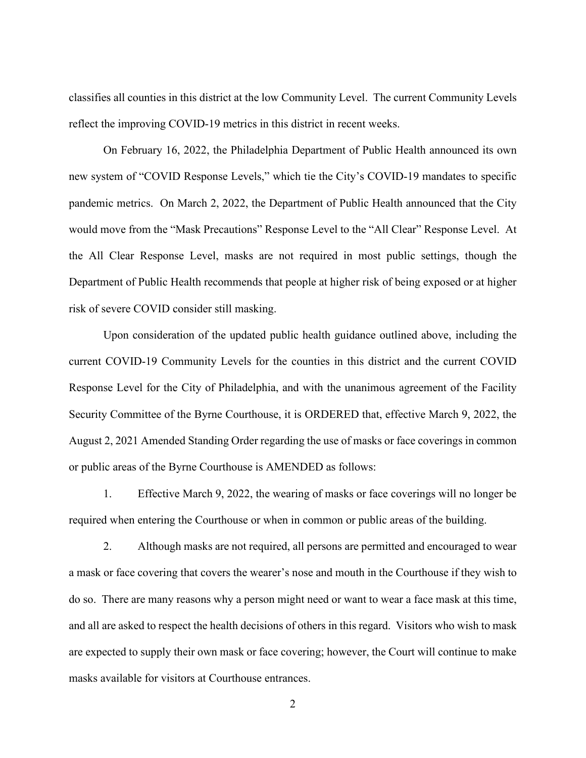classifies all counties in this district at the low Community Level. The current Community Levels reflect the improving COVID-19 metrics in this district in recent weeks.

On February 16, 2022, the Philadelphia Department of Public Health announced its own new system of "COVID Response Levels," which tie the City's COVID-19 mandates to specific pandemic metrics. On March 2, 2022, the Department of Public Health announced that the City would move from the "Mask Precautions" Response Level to the "All Clear" Response Level. At the All Clear Response Level, masks are not required in most public settings, though the Department of Public Health recommends that people at higher risk of being exposed or at higher risk of severe COVID consider still masking.

Upon consideration of the updated public health guidance outlined above, including the current COVID-19 Community Levels for the counties in this district and the current COVID Response Level for the City of Philadelphia, and with the unanimous agreement of the Facility Security Committee of the Byrne Courthouse, it is ORDERED that, effective March 9, 2022, the August 2, 2021 Amended Standing Order regarding the use of masks or face coverings in common or public areas of the Byrne Courthouse is AMENDED as follows:

1. Effective March 9, 2022, the wearing of masks or face coverings will no longer be required when entering the Courthouse or when in common or public areas of the building.

2. Although masks are not required, all persons are permitted and encouraged to wear a mask or face covering that covers the wearer's nose and mouth in the Courthouse if they wish to do so. There are many reasons why a person might need or want to wear a face mask at this time, and all are asked to respect the health decisions of others in this regard. Visitors who wish to mask are expected to supply their own mask or face covering; however, the Court will continue to make masks available for visitors at Courthouse entrances.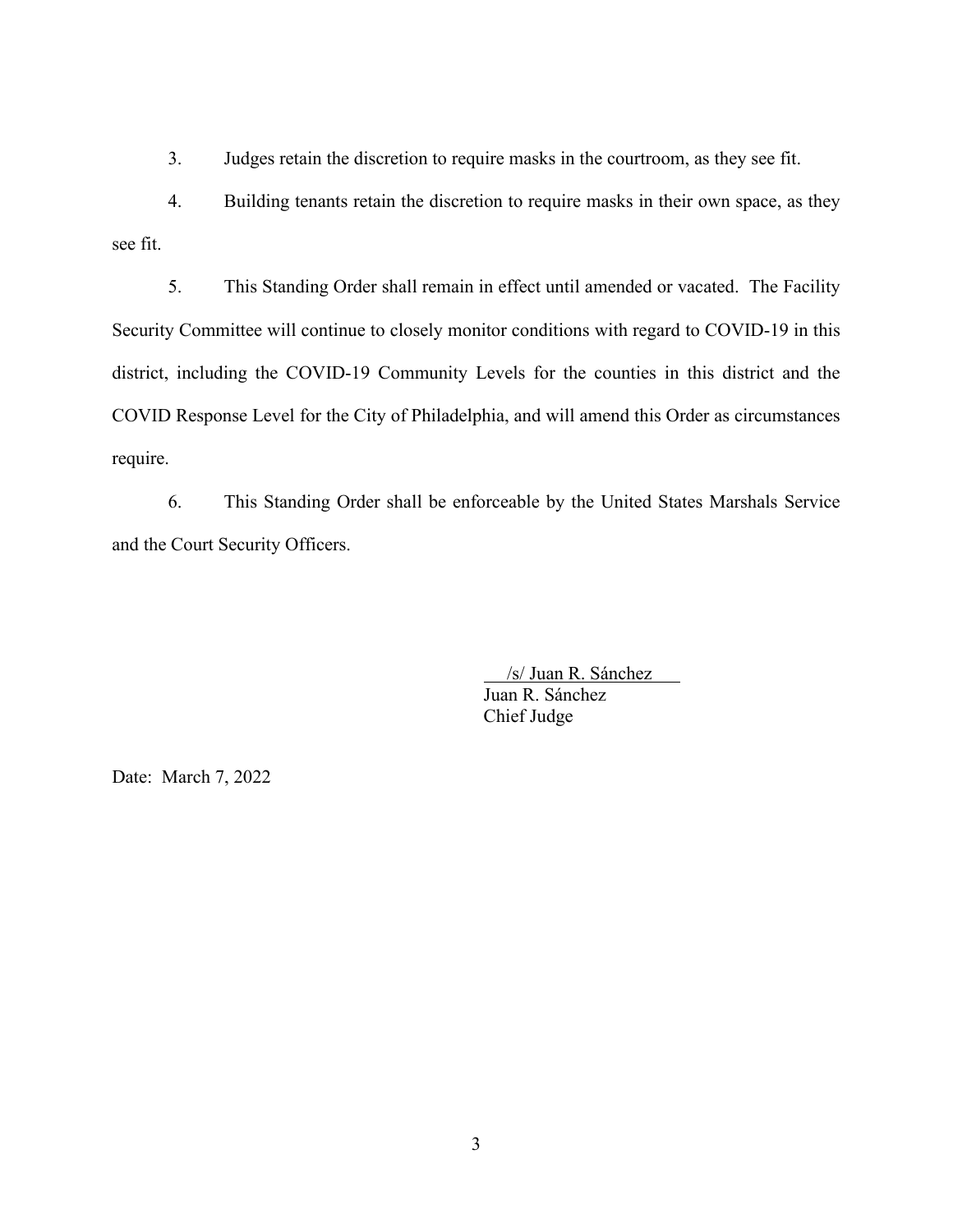3. Judges retain the discretion to require masks in the courtroom, as they see fit.

4. Building tenants retain the discretion to require masks in their own space, as they see fit.

5. This Standing Order shall remain in effect until amended or vacated. The Facility Security Committee will continue to closely monitor conditions with regard to COVID-19 in this district, including the COVID-19 Community Levels for the counties in this district and the COVID Response Level for the City of Philadelphia, and will amend this Order as circumstances require.

6. This Standing Order shall be enforceable by the United States Marshals Service and the Court Security Officers.

/s/ Juan R. Sánchez
Juan R. Sánchez
Chief Judge

Date: March 7, 2022